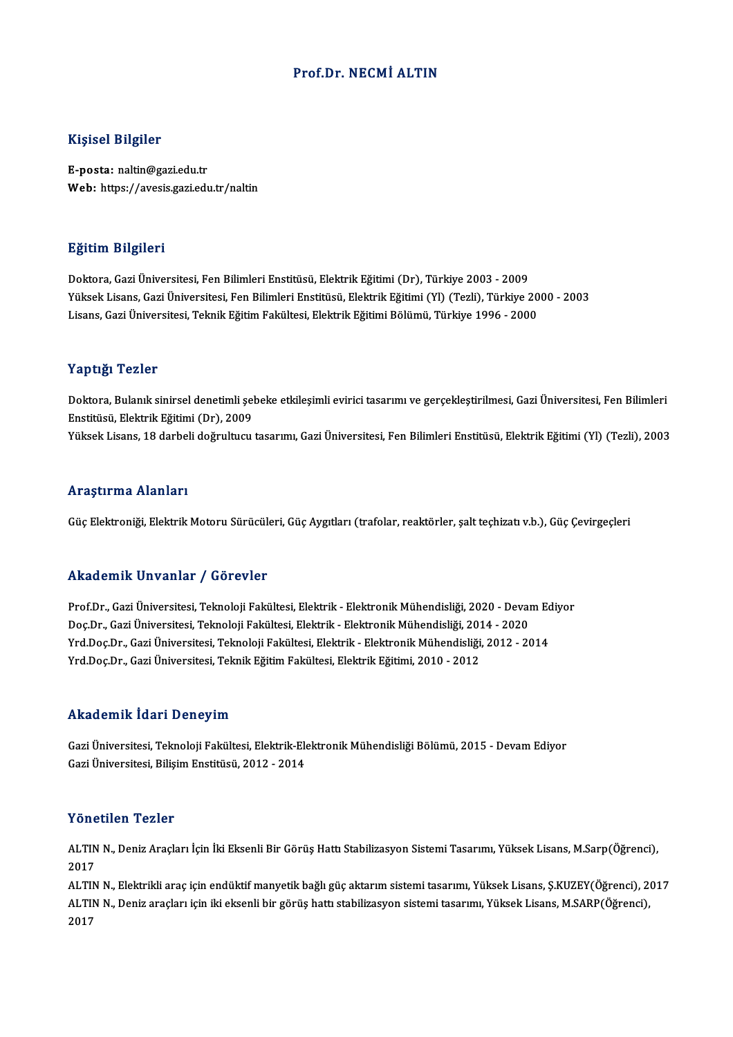# Prof.Dr. NECMİ ALTIN

## Kişisel Bilgiler

**E-posta:** naltin@gazi.edu.tr
**Web:** https://avesis.gazi.edu.tr/naltin

## Eğitim Bilgileri

Doktora, Gazi Üniversitesi, Fen Bilimleri Enstitüsü, Elektrik Eğitimi (Dr), Türkiye 2003 - 2009
Yüksek Lisans, Gazi Üniversitesi, Fen Bilimleri Enstitüsü, Elektrik Eğitimi (Yl) (Tezli), Türkiye 2000 - 2003
Lisans, Gazi Üniversitesi, Teknik Eğitim Fakültesi, Elektrik Eğitimi Bölümü, Türkiye 1996 - 2000

## Yaptığı Tezler

Doktora, Bulanık sinirsel denetimli şebeke etkileşimli evirici tasarımı ve gerçekleştirilmesi, Gazi Üniversitesi, Fen Bilimleri Enstitüsü, Elektrik Eğitimi (Dr), 2009
Yüksek Lisans, 18 darbeli doğrultucu tasarımı, Gazi Üniversitesi, Fen Bilimleri Enstitüsü, Elektrik Eğitimi (Yl) (Tezli), 2003

## Araştırma Alanları

Güç Elektroniği, Elektrik Motoru Sürücüleri, Güç Aygıtları (trafolar, reaktörler, şalt teçhizatı v.b.), Güç Çevirgeçleri

## Akademik Unvanlar / Görevler

Prof.Dr., Gazi Üniversitesi, Teknoloji Fakültesi, Elektrik - Elektronik Mühendisliği, 2020 - Devam Ediyor
Doç.Dr., Gazi Üniversitesi, Teknoloji Fakültesi, Elektrik - Elektronik Mühendisliği, 2014 - 2020
Yrd.Doç.Dr., Gazi Üniversitesi, Teknoloji Fakültesi, Elektrik - Elektronik Mühendisliği, 2012 - 2014
Yrd.Doç.Dr., Gazi Üniversitesi, Teknik Eğitim Fakültesi, Elektrik Eğitimi, 2010 - 2012

## Akademik İdari Deneyim

Gazi Üniversitesi, Teknoloji Fakültesi, Elektrik-Elektronik Mühendisliği Bölümü, 2015 - Devam Ediyor
Gazi Üniversitesi, Bilişim Enstitüsü, 2012 - 2014

## Yönetilen Tezler

ALTIN N., Deniz Araçları İçin İki Eksenli Bir Görüş Hattı Stabilizasyon Sistemi Tasarımı, Yüksek Lisans, M.Sarp(Öğrenci), 2017
ALTIN N., Elektrikli araç için endüktif manyetik bağlı güç aktarım sistemi tasarımı, Yüksek Lisans, Ş.KUZEY(Öğrenci), 2017
ALTIN N., Deniz araçları için iki eksenli bir görüş hattı stabilizasyon sistemi tasarımı, Yüksek Lisans, M.SARP(Öğrenci), 2017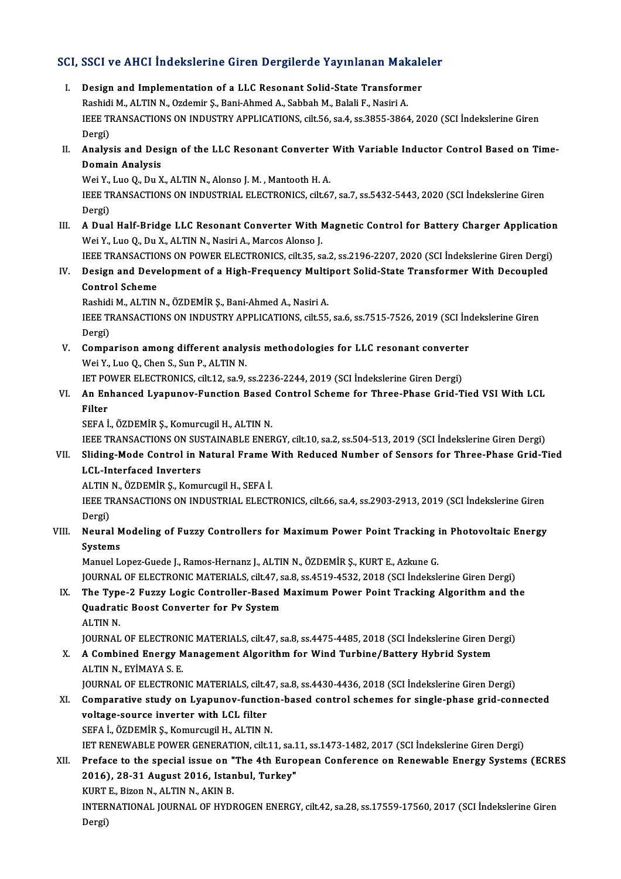## SCI, SSCI ve AHCI İndekslerine Giren Dergilerde Yayınlanan Makaleler

I. **Design and Implementation of a LLC Resonant Solid-State Transformer**
   Rashidi M., ALTIN N., Ozdemir Ş., Bani-Ahmed A., Sabbah M., Balali F., Nasiri A.
   IEEE TRANSACTIONS ON INDUSTRY APPLICATIONS, cilt.56, sa.4, ss.3855-3864, 2020 (SCI İndekslerine Giren Dergi)

II. **Analysis and Design of the LLC Resonant Converter With Variable Inductor Control Based on Time-Domain Analysis**
   Wei Y., Luo Q., Du X., ALTIN N., Alonso J. M. , Mantooth H. A.
   IEEE TRANSACTIONS ON INDUSTRIAL ELECTRONICS, cilt.67, sa.7, ss.5432-5443, 2020 (SCI İndekslerine Giren Dergi)

III. **A Dual Half-Bridge LLC Resonant Converter With Magnetic Control for Battery Charger Application**
   Wei Y., Luo Q., Du X., ALTIN N., Nasiri A., Marcos Alonso J.
   IEEE TRANSACTIONS ON POWER ELECTRONICS, cilt.35, sa.2, ss.2196-2207, 2020 (SCI İndekslerine Giren Dergi)

IV. **Design and Development of a High-Frequency Multiport Solid-State Transformer With Decoupled Control Scheme**
   Rashidi M., ALTIN N., ÖZDEMİR Ş., Bani-Ahmed A., Nasiri A.
   IEEE TRANSACTIONS ON INDUSTRY APPLICATIONS, cilt.55, sa.6, ss.7515-7526, 2019 (SCI İndekslerine Giren Dergi)

V. **Comparison among different analysis methodologies for LLC resonant converter**
   Wei Y., Luo Q., Chen S., Sun P., ALTIN N.
   IET POWER ELECTRONICS, cilt.12, sa.9, ss.2236-2244, 2019 (SCI İndekslerine Giren Dergi)

VI. **An Enhanced Lyapunov-Function Based Control Scheme for Three-Phase Grid-Tied VSI With LCL Filter**
   SEFA İ., ÖZDEMİR Ş., Komurcugil H., ALTIN N.
   IEEE TRANSACTIONS ON SUSTAINABLE ENERGY, cilt.10, sa.2, ss.504-513, 2019 (SCI İndekslerine Giren Dergi)

VII. **Sliding-Mode Control in Natural Frame With Reduced Number of Sensors for Three-Phase Grid-Tied LCL-Interfaced Inverters**
   ALTIN N., ÖZDEMİR Ş., Komurcugil H., SEFA İ.
   IEEE TRANSACTIONS ON INDUSTRIAL ELECTRONICS, cilt.66, sa.4, ss.2903-2913, 2019 (SCI İndekslerine Giren Dergi)

VIII. **Neural Modeling of Fuzzy Controllers for Maximum Power Point Tracking in Photovoltaic Energy Systems**
   Manuel Lopez-Guede J., Ramos-Hernanz J., ALTIN N., ÖZDEMİR Ş., KURT E., Azkune G.
   JOURNAL OF ELECTRONIC MATERIALS, cilt.47, sa.8, ss.4519-4532, 2018 (SCI İndekslerine Giren Dergi)

IX. **The Type-2 Fuzzy Logic Controller-Based Maximum Power Point Tracking Algorithm and the Quadratic Boost Converter for Pv System**
   ALTIN N.
   JOURNAL OF ELECTRONIC MATERIALS, cilt.47, sa.8, ss.4475-4485, 2018 (SCI İndekslerine Giren Dergi)

X. **A Combined Energy Management Algorithm for Wind Turbine/Battery Hybrid System**
   ALTIN N., EYİMAYA S. E.
   JOURNAL OF ELECTRONIC MATERIALS, cilt.47, sa.8, ss.4430-4436, 2018 (SCI İndekslerine Giren Dergi)

XI. **Comparative study on Lyapunov-function-based control schemes for single-phase grid-connected voltage-source inverter with LCL filter**
   SEFA İ., ÖZDEMİR Ş., Komurcugil H., ALTIN N.
   IET RENEWABLE POWER GENERATION, cilt.11, sa.11, ss.1473-1482, 2017 (SCI İndekslerine Giren Dergi)

XII. **Preface to the special issue on "The 4th European Conference on Renewable Energy Systems (ECRES 2016), 28-31 August 2016, Istanbul, Turkey"**
   KURT E., Bizon N., ALTIN N., AKIN B.
   INTERNATIONAL JOURNAL OF HYDROGEN ENERGY, cilt.42, sa.28, ss.17559-17560, 2017 (SCI İndekslerine Giren Dergi)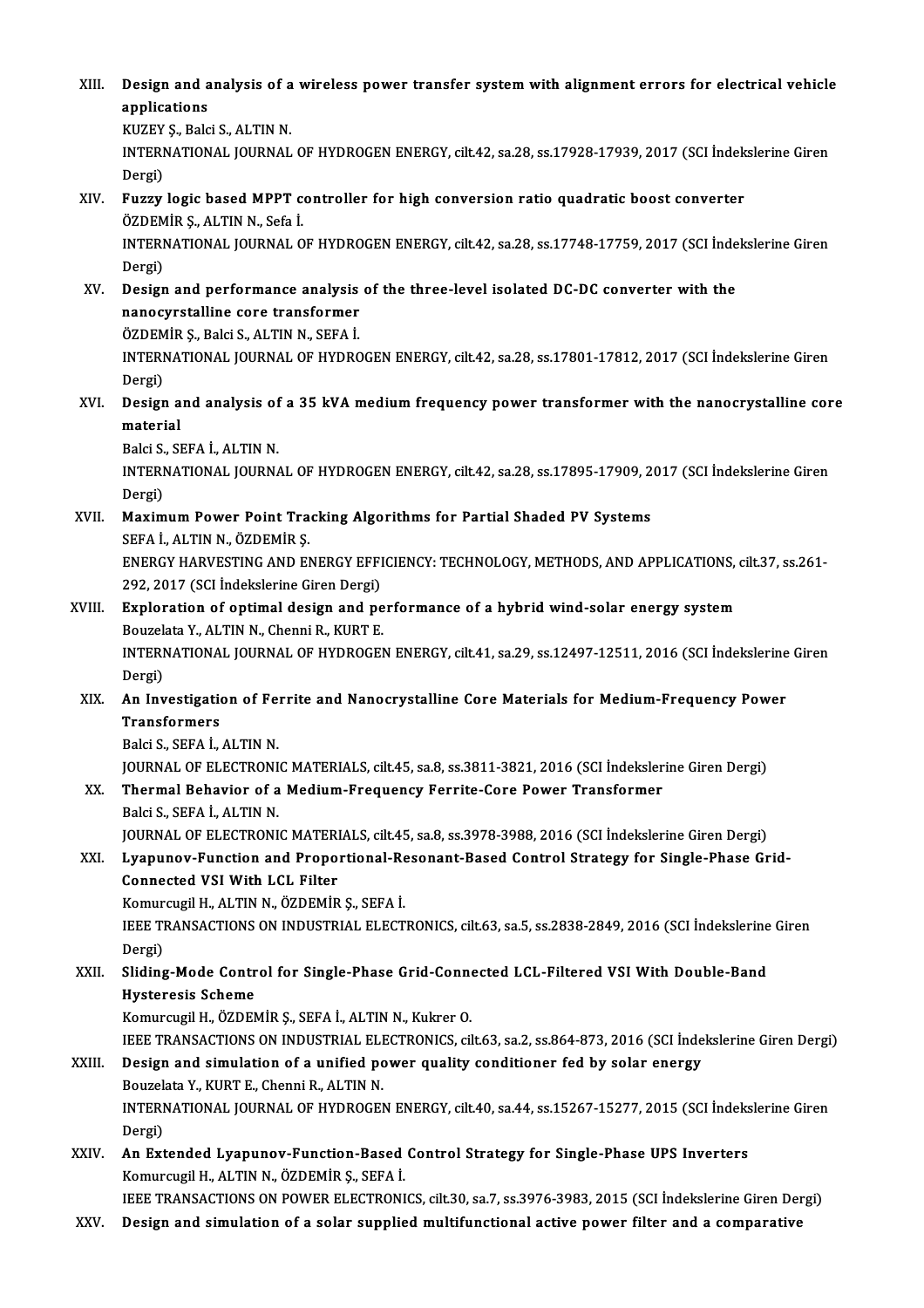XIII. **Design and analysis of a wireless power transfer system with alignment errors for electrical vehicle applications**
KUZEY Ş., Balci S., ALTIN N.
INTERNATIONAL JOURNAL OF HYDROGEN ENERGY, cilt.42, sa.28, ss.17928-17939, 2017 (SCI İndekslerine Giren Dergi)

XIV. **Fuzzy logic based MPPT controller for high conversion ratio quadratic boost converter**
ÖZDEMİR Ş., ALTIN N., Sefa İ.
INTERNATIONAL JOURNAL OF HYDROGEN ENERGY, cilt.42, sa.28, ss.17748-17759, 2017 (SCI İndekslerine Giren Dergi)

XV. **Design and performance analysis of the three-level isolated DC-DC converter with the nanocyrstalline core transformer**
ÖZDEMİR Ş., Balci S., ALTIN N., SEFA İ.
INTERNATIONAL JOURNAL OF HYDROGEN ENERGY, cilt.42, sa.28, ss.17801-17812, 2017 (SCI İndekslerine Giren Dergi)

XVI. **Design and analysis of a 35 kVA medium frequency power transformer with the nanocrystalline core material**
Balci S., SEFA İ., ALTIN N.
INTERNATIONAL JOURNAL OF HYDROGEN ENERGY, cilt.42, sa.28, ss.17895-17909, 2017 (SCI İndekslerine Giren Dergi)

XVII. **Maximum Power Point Tracking Algorithms for Partial Shaded PV Systems**
SEFA İ., ALTIN N., ÖZDEMİR Ş.
ENERGY HARVESTING AND ENERGY EFFICIENCY: TECHNOLOGY, METHODS, AND APPLICATIONS, cilt.37, ss.261-292, 2017 (SCI İndekslerine Giren Dergi)

XVIII. **Exploration of optimal design and performance of a hybrid wind-solar energy system**
Bouzelata Y., ALTIN N., Chenni R., KURT E.
INTERNATIONAL JOURNAL OF HYDROGEN ENERGY, cilt.41, sa.29, ss.12497-12511, 2016 (SCI İndekslerine Giren Dergi)

XIX. **An Investigation of Ferrite and Nanocrystalline Core Materials for Medium-Frequency Power Transformers**
Balci S., SEFA İ., ALTIN N.
JOURNAL OF ELECTRONIC MATERIALS, cilt.45, sa.8, ss.3811-3821, 2016 (SCI İndekslerine Giren Dergi)

XX. **Thermal Behavior of a Medium-Frequency Ferrite-Core Power Transformer**
Balci S., SEFA İ., ALTIN N.
JOURNAL OF ELECTRONIC MATERIALS, cilt.45, sa.8, ss.3978-3988, 2016 (SCI İndekslerine Giren Dergi)

XXI. **Lyapunov-Function and Proportional-Resonant-Based Control Strategy for Single-Phase Grid-Connected VSI With LCL Filter**
Komurcugil H., ALTIN N., ÖZDEMİR Ş., SEFA İ.
IEEE TRANSACTIONS ON INDUSTRIAL ELECTRONICS, cilt.63, sa.5, ss.2838-2849, 2016 (SCI İndekslerine Giren Dergi)

XXII. **Sliding-Mode Control for Single-Phase Grid-Connected LCL-Filtered VSI With Double-Band Hysteresis Scheme**
Komurcugil H., ÖZDEMİR Ş., SEFA İ., ALTIN N., Kukrer O.
IEEE TRANSACTIONS ON INDUSTRIAL ELECTRONICS, cilt.63, sa.2, ss.864-873, 2016 (SCI İndekslerine Giren Dergi)

XXIII. **Design and simulation of a unified power quality conditioner fed by solar energy**
Bouzelata Y., KURT E., Chenni R., ALTIN N.
INTERNATIONAL JOURNAL OF HYDROGEN ENERGY, cilt.40, sa.44, ss.15267-15277, 2015 (SCI İndekslerine Giren Dergi)

XXIV. **An Extended Lyapunov-Function-Based Control Strategy for Single-Phase UPS Inverters**
Komurcugil H., ALTIN N., ÖZDEMİR Ş., SEFA İ.
IEEE TRANSACTIONS ON POWER ELECTRONICS, cilt.30, sa.7, ss.3976-3983, 2015 (SCI İndekslerine Giren Dergi)

XXV. **Design and simulation of a solar supplied multifunctional active power filter and a comparative**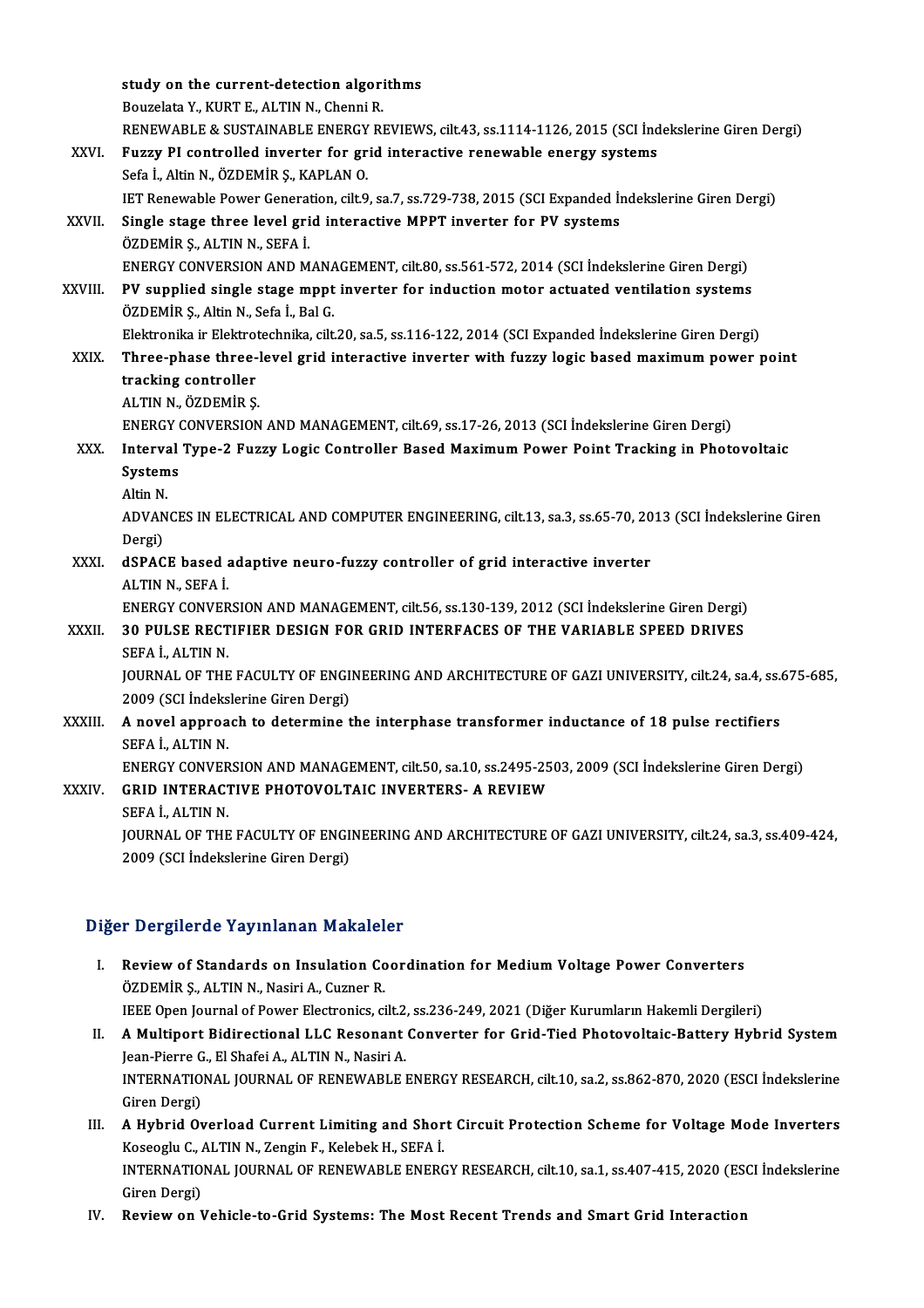study on the current-detection algorithms
Bouzelata Y., KURT E., ALTIN N., Chenni R.
RENEWABLE & SUSTAINABLE ENERGY REVIEWS, cilt.43, ss.1114-1126, 2015 (SCI İndekslerine Giren Dergi)

XXVI. **Fuzzy PI controlled inverter for grid interactive renewable energy systems**
Sefa İ., Altin N., ÖZDEMİR Ş., KAPLAN O.
IET Renewable Power Generation, cilt.9, sa.7, ss.729-738, 2015 (SCI Expanded İndekslerine Giren Dergi)

XXVII. **Single stage three level grid interactive MPPT inverter for PV systems**
ÖZDEMİR Ş., ALTIN N., SEFA İ.
ENERGY CONVERSION AND MANAGEMENT, cilt.80, ss.561-572, 2014 (SCI İndekslerine Giren Dergi)

XXVIII. **PV supplied single stage mppt inverter for induction motor actuated ventilation systems**
ÖZDEMİR Ş., Altin N., Sefa İ., Bal G.
Elektronika ir Elektrotechnika, cilt.20, sa.5, ss.116-122, 2014 (SCI Expanded İndekslerine Giren Dergi)

XXIX. **Three-phase three-level grid interactive inverter with fuzzy logic based maximum power point tracking controller**
ALTIN N., ÖZDEMİR Ş.
ENERGY CONVERSION AND MANAGEMENT, cilt.69, ss.17-26, 2013 (SCI İndekslerine Giren Dergi)

XXX. **Interval Type-2 Fuzzy Logic Controller Based Maximum Power Point Tracking in Photovoltaic Systems**
Altin N.
ADVANCES IN ELECTRICAL AND COMPUTER ENGINEERING, cilt.13, sa.3, ss.65-70, 2013 (SCI İndekslerine Giren Dergi)

XXXI. **dSPACE based adaptive neuro-fuzzy controller of grid interactive inverter**
ALTIN N., SEFA İ.
ENERGY CONVERSION AND MANAGEMENT, cilt.56, ss.130-139, 2012 (SCI İndekslerine Giren Dergi)

XXXII. **30 PULSE RECTIFIER DESIGN FOR GRID INTERFACES OF THE VARIABLE SPEED DRIVES**
SEFA İ., ALTIN N.
JOURNAL OF THE FACULTY OF ENGINEERING AND ARCHITECTURE OF GAZI UNIVERSITY, cilt.24, sa.4, ss.675-685, 2009 (SCI İndekslerine Giren Dergi)

XXXIII. **A novel approach to determine the interphase transformer inductance of 18 pulse rectifiers**
SEFA İ., ALTIN N.
ENERGY CONVERSION AND MANAGEMENT, cilt.50, sa.10, ss.2495-2503, 2009 (SCI İndekslerine Giren Dergi)

XXXIV. **GRID INTERACTIVE PHOTOVOLTAIC INVERTERS- A REVIEW**
SEFA İ., ALTIN N.
JOURNAL OF THE FACULTY OF ENGINEERING AND ARCHITECTURE OF GAZI UNIVERSITY, cilt.24, sa.3, ss.409-424, 2009 (SCI İndekslerine Giren Dergi)

## Diğer Dergilerde Yayınlanan Makaleler

I. **Review of Standards on Insulation Coordination for Medium Voltage Power Converters**
ÖZDEMİR Ş., ALTIN N., Nasiri A., Cuzner R.
IEEE Open Journal of Power Electronics, cilt.2, ss.236-249, 2021 (Diğer Kurumların Hakemli Dergileri)

II. **A Multiport Bidirectional LLC Resonant Converter for Grid-Tied Photovoltaic-Battery Hybrid System**
Jean-Pierre G., El Shafei A., ALTIN N., Nasiri A.
INTERNATIONAL JOURNAL OF RENEWABLE ENERGY RESEARCH, cilt.10, sa.2, ss.862-870, 2020 (ESCI İndekslerine Giren Dergi)

III. **A Hybrid Overload Current Limiting and Short Circuit Protection Scheme for Voltage Mode Inverters**
Koseoglu C., ALTIN N., Zengin F., Kelebek H., SEFA İ.
INTERNATIONAL JOURNAL OF RENEWABLE ENERGY RESEARCH, cilt.10, sa.1, ss.407-415, 2020 (ESCI İndekslerine Giren Dergi)

IV. **Review on Vehicle-to-Grid Systems: The Most Recent Trends and Smart Grid Interaction**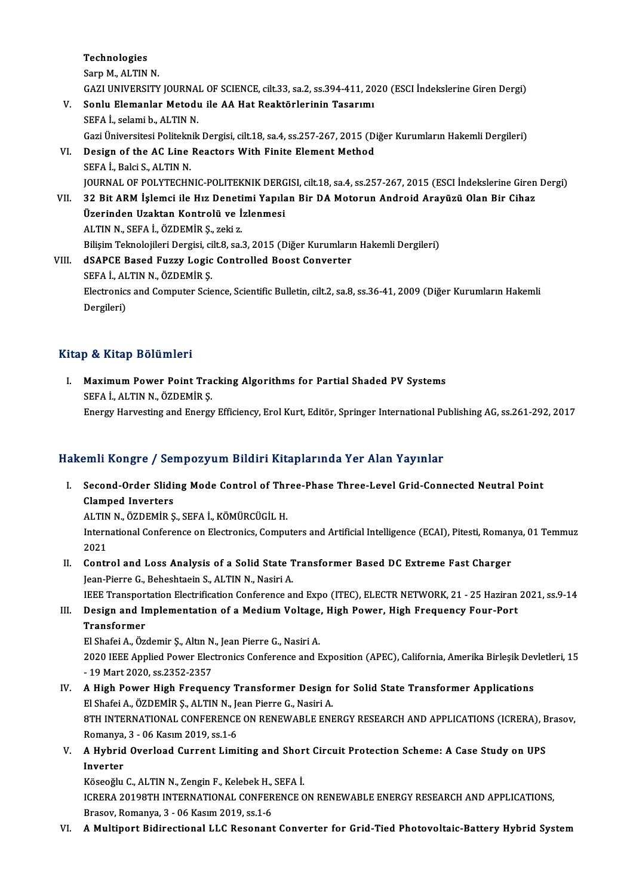Technologies
Sarp M., ALTIN N.
GAZI UNIVERSITY JOURNAL OF SCIENCE, cilt.33, sa.2, ss.394-411, 2020 (ESCI İndekslerine Giren Dergi)

V. **Sonlu Elemanlar Metodu ile AA Hat Reaktörlerinin Tasarımı**
SEFA İ., selami b., ALTIN N.
Gazi Üniversitesi Politeknik Dergisi, cilt.18, sa.4, ss.257-267, 2015 (Diğer Kurumların Hakemli Dergileri)

VI. **Design of the AC Line Reactors With Finite Element Method**
SEFA İ., Balci S., ALTIN N.
JOURNAL OF POLYTECHNIC-POLITEKNIK DERGISI, cilt.18, sa.4, ss.257-267, 2015 (ESCI İndekslerine Giren Dergi)

VII. **32 Bit ARM İşlemci ile Hız Denetimi Yapılan Bir DA Motorun Android Arayüzü Olan Bir Cihaz Üzerinden Uzaktan Kontrolü ve İzlenmesi**
ALTIN N., SEFA İ., ÖZDEMİR Ş., zeki z.
Bilişim Teknolojileri Dergisi, cilt.8, sa.3, 2015 (Diğer Kurumların Hakemli Dergileri)

VIII. **dSAPCE Based Fuzzy Logic Controlled Boost Converter**
SEFA İ., ALTIN N., ÖZDEMİR Ş.
Electronics and Computer Science, Scientific Bulletin, cilt.2, sa.8, ss.36-41, 2009 (Diğer Kurumların Hakemli Dergileri)

## Kitap & Kitap Bölümleri

I. **Maximum Power Point Tracking Algorithms for Partial Shaded PV Systems**
SEFA İ., ALTIN N., ÖZDEMİR Ş.
Energy Harvesting and Energy Efficiency, Erol Kurt, Editör, Springer International Publishing AG, ss.261-292, 2017

## Hakemli Kongre / Sempozyum Bildiri Kitaplarında Yer Alan Yayınlar

I. **Second-Order Sliding Mode Control of Three-Phase Three-Level Grid-Connected Neutral Point Clamped Inverters**
ALTIN N., ÖZDEMİR Ş., SEFA İ., KÖMÜRCÜGİL H.
International Conference on Electronics, Computers and Artificial Intelligence (ECAI), Pitesti, Romanya, 01 Temmuz 2021

II. **Control and Loss Analysis of a Solid State Transformer Based DC Extreme Fast Charger**
Jean-Pierre G., Beheshtaein S., ALTIN N., Nasiri A.
IEEE Transportation Electrification Conference and Expo (ITEC), ELECTR NETWORK, 21 - 25 Haziran 2021, ss.9-14

III. **Design and Implementation of a Medium Voltage, High Power, High Frequency Four-Port Transformer**
El Shafei A., Özdemir Ş., Altın N., Jean Pierre G., Nasiri A.
2020 IEEE Applied Power Electronics Conference and Exposition (APEC), California, Amerika Birleşik Devletleri, 15 - 19 Mart 2020, ss.2352-2357

IV. **A High Power High Frequency Transformer Design for Solid State Transformer Applications**
El Shafei A., ÖZDEMİR Ş., ALTIN N., Jean Pierre G., Nasiri A.
8TH INTERNATIONAL CONFERENCE ON RENEWABLE ENERGY RESEARCH AND APPLICATIONS (ICRERA), Brasov, Romanya, 3 - 06 Kasım 2019, ss.1-6

V. **A Hybrid Overload Current Limiting and Short Circuit Protection Scheme: A Case Study on UPS Inverter**
Köseoğlu C., ALTIN N., Zengin F., Kelebek H., SEFA İ.
ICRERA 20198TH INTERNATIONAL CONFERENCE ON RENEWABLE ENERGY RESEARCH AND APPLICATIONS, Brasov, Romanya, 3 - 06 Kasım 2019, ss.1-6

VI. **A Multiport Bidirectional LLC Resonant Converter for Grid-Tied Photovoltaic-Battery Hybrid System**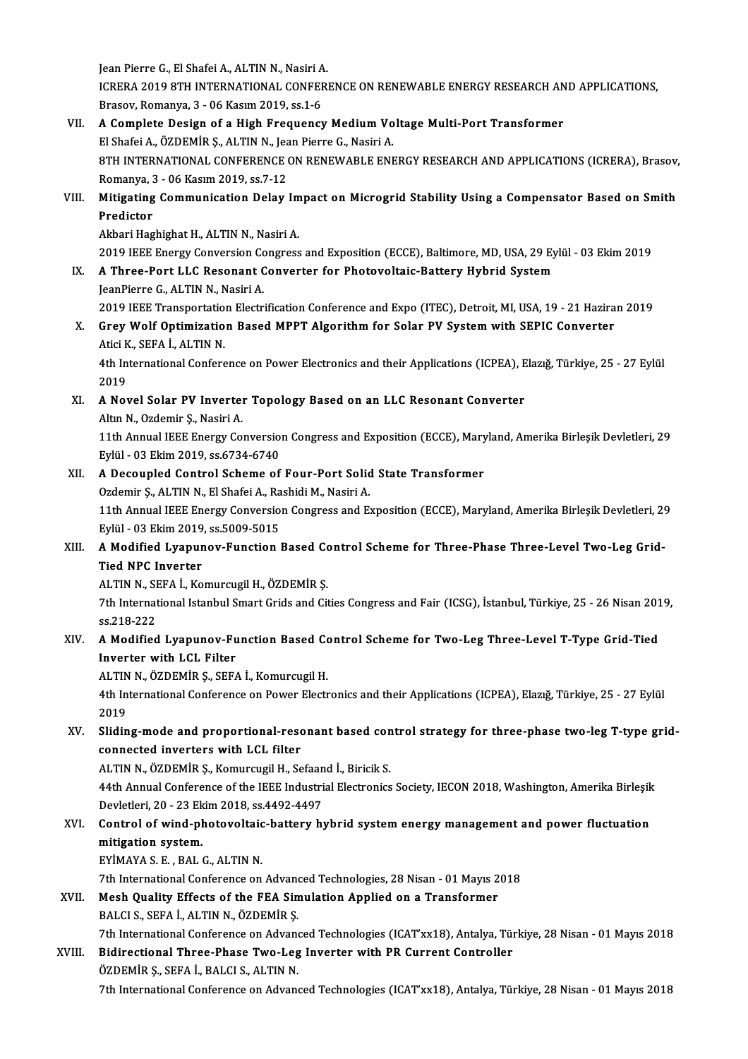Jean Pierre G., El Shafei A., ALTIN N., Nasiri A.
ICRERA 2019 8TH INTERNATIONAL CONFERENCE ON RENEWABLE ENERGY RESEARCH AND APPLICATIONS, Brasov, Romanya, 3 - 06 Kasım 2019, ss.1-6

VII. **A Complete Design of a High Frequency Medium Voltage Multi-Port Transformer**
El Shafei A., ÖZDEMİR Ş., ALTIN N., Jean Pierre G., Nasiri A.
8TH INTERNATIONAL CONFERENCE ON RENEWABLE ENERGY RESEARCH AND APPLICATIONS (ICRERA), Brasov, Romanya, 3 - 06 Kasım 2019, ss.7-12

VIII. **Mitigating Communication Delay Impact on Microgrid Stability Using a Compensator Based on Smith Predictor**
Akbari Haghighat H., ALTIN N., Nasiri A.
2019 IEEE Energy Conversion Congress and Exposition (ECCE), Baltimore, MD, USA, 29 Eylül - 03 Ekim 2019

IX. **A Three-Port LLC Resonant Converter for Photovoltaic-Battery Hybrid System**
JeanPierre G., ALTIN N., Nasiri A.
2019 IEEE Transportation Electrification Conference and Expo (ITEC), Detroit, MI, USA, 19 - 21 Haziran 2019

X. **Grey Wolf Optimization Based MPPT Algorithm for Solar PV System with SEPIC Converter**
Atici K., SEFA İ., ALTIN N.
4th International Conference on Power Electronics and their Applications (ICPEA), Elazığ, Türkiye, 25 - 27 Eylül 2019

XI. **A Novel Solar PV Inverter Topology Based on an LLC Resonant Converter**
Altın N., Ozdemir Ş., Nasiri A.
11th Annual IEEE Energy Conversion Congress and Exposition (ECCE), Maryland, Amerika Birleşik Devletleri, 29 Eylül - 03 Ekim 2019, ss.6734-6740

XII. **A Decoupled Control Scheme of Four-Port Solid State Transformer**
Ozdemir Ş., ALTIN N., El Shafei A., Rashidi M., Nasiri A.
11th Annual IEEE Energy Conversion Congress and Exposition (ECCE), Maryland, Amerika Birleşik Devletleri, 29 Eylül - 03 Ekim 2019, ss.5009-5015

XIII. **A Modified Lyapunov-Function Based Control Scheme for Three-Phase Three-Level Two-Leg Grid-Tied NPC Inverter**
ALTIN N., SEFA İ., Komurcugil H., ÖZDEMİR Ş.
7th International Istanbul Smart Grids and Cities Congress and Fair (ICSG), İstanbul, Türkiye, 25 - 26 Nisan 2019, ss.218-222

XIV. **A Modified Lyapunov-Function Based Control Scheme for Two-Leg Three-Level T-Type Grid-Tied Inverter with LCL Filter**
ALTIN N., ÖZDEMİR Ş., SEFA İ., Komurcugil H.
4th International Conference on Power Electronics and their Applications (ICPEA), Elazığ, Türkiye, 25 - 27 Eylül 2019

XV. **Sliding-mode and proportional-resonant based control strategy for three-phase two-leg T-type grid-connected inverters with LCL filter**
ALTIN N., ÖZDEMİR Ş., Komurcugil H., Sefaand İ., Biricik S.
44th Annual Conference of the IEEE Industrial Electronics Society, IECON 2018, Washington, Amerika Birleşik Devletleri, 20 - 23 Ekim 2018, ss.4492-4497

XVI. **Control of wind-photovoltaic-battery hybrid system energy management and power fluctuation mitigation system.**
EYİMAYA S. E. , BAL G., ALTIN N.
7th International Conference on Advanced Technologies, 28 Nisan - 01 Mayıs 2018

XVII. **Mesh Quality Effects of the FEA Simulation Applied on a Transformer**
BALCI S., SEFA İ., ALTIN N., ÖZDEMİR Ş.
7th International Conference on Advanced Technologies (ICAT'xx18), Antalya, Türkiye, 28 Nisan - 01 Mayıs 2018

XVIII. **Bidirectional Three-Phase Two-Leg Inverter with PR Current Controller**
ÖZDEMİR Ş., SEFA İ., BALCI S., ALTIN N.
7th International Conference on Advanced Technologies (ICAT'xx18), Antalya, Türkiye, 28 Nisan - 01 Mayıs 2018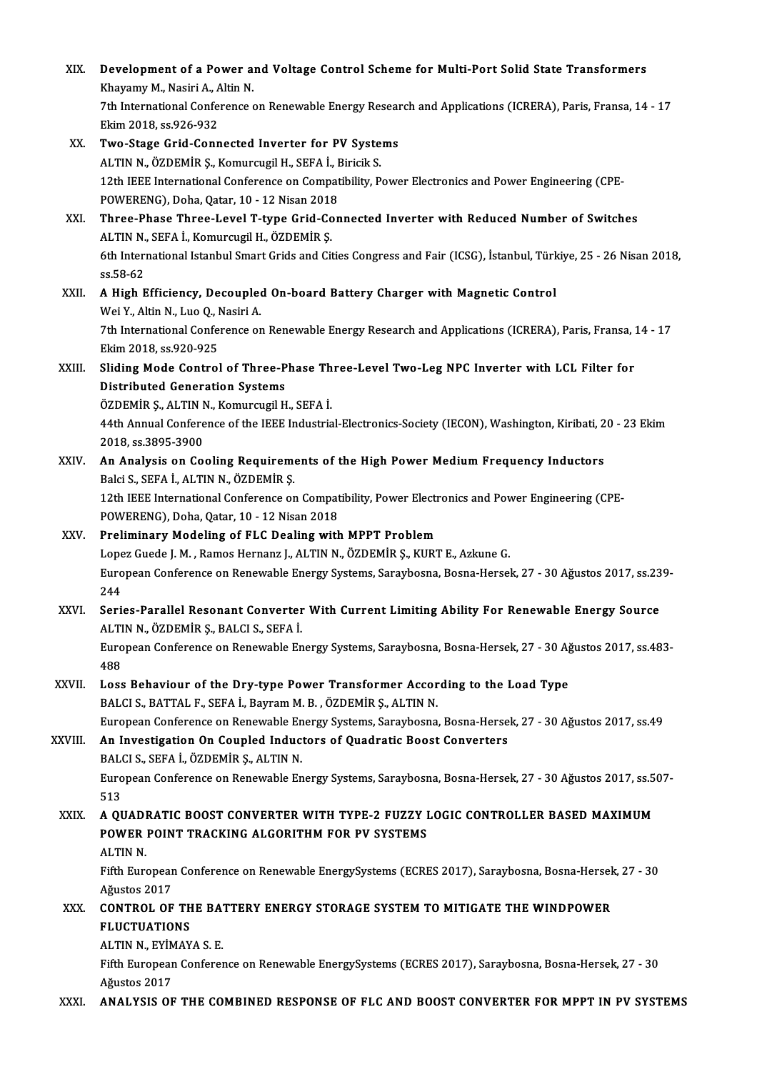XIX. **Development of a Power and Voltage Control Scheme for Multi-Port Solid State Transformers**
Khayamy M., Nasiri A., Altin N.
7th International Conference on Renewable Energy Research and Applications (ICRERA), Paris, Fransa, 14 - 17 Ekim 2018, ss.926-932

XX. **Two-Stage Grid-Connected Inverter for PV Systems**
ALTIN N., ÖZDEMİR Ş., Komurcugil H., SEFA İ., Biricik S.
12th IEEE International Conference on Compatibility, Power Electronics and Power Engineering (CPE-POWERENG), Doha, Qatar, 10 - 12 Nisan 2018

XXI. **Three-Phase Three-Level T-type Grid-Connected Inverter with Reduced Number of Switches**
ALTIN N., SEFA İ., Komurcugil H., ÖZDEMİR Ş.
6th International Istanbul Smart Grids and Cities Congress and Fair (ICSG), İstanbul, Türkiye, 25 - 26 Nisan 2018, ss.58-62

XXII. **A High Efficiency, Decoupled On-board Battery Charger with Magnetic Control**
Wei Y., Altin N., Luo Q., Nasiri A.
7th International Conference on Renewable Energy Research and Applications (ICRERA), Paris, Fransa, 14 - 17 Ekim 2018, ss.920-925

XXIII. **Sliding Mode Control of Three-Phase Three-Level Two-Leg NPC Inverter with LCL Filter for Distributed Generation Systems**
ÖZDEMİR Ş., ALTIN N., Komurcugil H., SEFA İ.
44th Annual Conference of the IEEE Industrial-Electronics-Society (IECON), Washington, Kiribati, 20 - 23 Ekim 2018, ss.3895-3900

XXIV. **An Analysis on Cooling Requirements of the High Power Medium Frequency Inductors**
Balci S., SEFA İ., ALTIN N., ÖZDEMİR Ş.
12th IEEE International Conference on Compatibility, Power Electronics and Power Engineering (CPE-POWERENG), Doha, Qatar, 10 - 12 Nisan 2018

XXV. **Preliminary Modeling of FLC Dealing with MPPT Problem**
Lopez Guede J. M. , Ramos Hernanz J., ALTIN N., ÖZDEMİR Ş., KURT E., Azkune G.
European Conference on Renewable Energy Systems, Saraybosna, Bosna-Hersek, 27 - 30 Ağustos 2017, ss.239-244

XXVI. **Series-Parallel Resonant Converter With Current Limiting Ability For Renewable Energy Source**
ALTIN N., ÖZDEMİR Ş., BALCI S., SEFA İ.
European Conference on Renewable Energy Systems, Saraybosna, Bosna-Hersek, 27 - 30 Ağustos 2017, ss.483-488

XXVII. **Loss Behaviour of the Dry-type Power Transformer According to the Load Type**
BALCI S., BATTAL F., SEFA İ., Bayram M. B. , ÖZDEMİR Ş., ALTIN N.
European Conference on Renewable Energy Systems, Saraybosna, Bosna-Hersek, 27 - 30 Ağustos 2017, ss.49

XXVIII. **An Investigation On Coupled Inductors of Quadratic Boost Converters**
BALCI S., SEFA İ., ÖZDEMİR Ş., ALTIN N.
European Conference on Renewable Energy Systems, Saraybosna, Bosna-Hersek, 27 - 30 Ağustos 2017, ss.507-513

XXIX. **A QUADRATIC BOOST CONVERTER WITH TYPE-2 FUZZY LOGIC CONTROLLER BASED MAXIMUM POWER POINT TRACKING ALGORITHM FOR PV SYSTEMS**
ALTIN N.
Fifth European Conference on Renewable EnergySystems (ECRES 2017), Saraybosna, Bosna-Hersek, 27 - 30 Ağustos 2017

XXX. **CONTROL OF THE BATTERY ENERGY STORAGE SYSTEM TO MITIGATE THE WINDPOWER FLUCTUATIONS**
ALTIN N., EYİMAYA S. E.
Fifth European Conference on Renewable EnergySystems (ECRES 2017), Saraybosna, Bosna-Hersek, 27 - 30 Ağustos 2017

XXXI. **ANALYSIS OF THE COMBINED RESPONSE OF FLC AND BOOST CONVERTER FOR MPPT IN PV SYSTEMS**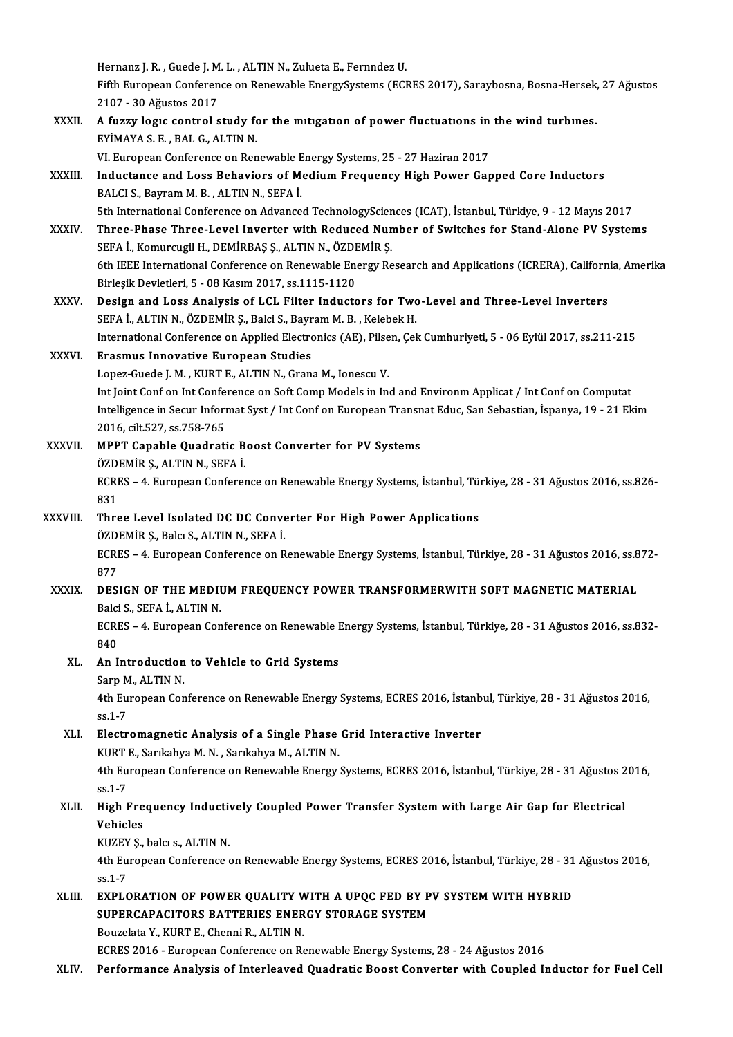Hernanz J. R. , Guede J. M. L. , ALTIN N., Zulueta E., Fernndez U.
Fifth European Conference on Renewable EnergySystems (ECRES 2017), Saraybosna, Bosna-Hersek, 27 Ağustos 2107 - 30 Ağustos 2017

XXXII. **A fuzzy logıc control study for the mıtıgatıon of power fluctuatıons in the wind turbınes.**
EYİMAYA S. E. , BAL G., ALTIN N.
VI. European Conference on Renewable Energy Systems, 25 - 27 Haziran 2017

XXXIII. **Inductance and Loss Behaviors of Medium Frequency High Power Gapped Core Inductors**
BALCI S., Bayram M. B. , ALTIN N., SEFA İ.
5th International Conference on Advanced TechnologySciences (ICAT), İstanbul, Türkiye, 9 - 12 Mayıs 2017

XXXIV. **Three-Phase Three-Level Inverter with Reduced Number of Switches for Stand-Alone PV Systems**
SEFA İ., Komurcugil H., DEMİRBAŞ Ş., ALTIN N., ÖZDEMİR Ş.
6th IEEE International Conference on Renewable Energy Research and Applications (ICRERA), California, Amerika Birleşik Devletleri, 5 - 08 Kasım 2017, ss.1115-1120

XXXV. **Design and Loss Analysis of LCL Filter Inductors for Two-Level and Three-Level Inverters**
SEFA İ., ALTIN N., ÖZDEMİR Ş., Balci S., Bayram M. B. , Kelebek H.
International Conference on Applied Electronics (AE), Pilsen, Çek Cumhuriyeti, 5 - 06 Eylül 2017, ss.211-215

XXXVI. **Erasmus Innovative European Studies**
Lopez-Guede J. M. , KURT E., ALTIN N., Grana M., Ionescu V.
Int Joint Conf on Int Conference on Soft Comp Models in Ind and Environm Applicat / Int Conf on Computat Intelligence in Secur Informat Syst / Int Conf on European Transnat Educ, San Sebastian, İspanya, 19 - 21 Ekim 2016, cilt.527, ss.758-765

XXXVII. **MPPT Capable Quadratic Boost Converter for PV Systems**
ÖZDEMİR Ş., ALTIN N., SEFA İ.
ECRES – 4. European Conference on Renewable Energy Systems, İstanbul, Türkiye, 28 - 31 Ağustos 2016, ss.826-831

XXXVIII. **Three Level Isolated DC DC Converter For High Power Applications**
ÖZDEMİR Ş., Balcı S., ALTIN N., SEFA İ.
ECRES – 4. European Conference on Renewable Energy Systems, İstanbul, Türkiye, 28 - 31 Ağustos 2016, ss.872-877

XXXIX. **DESIGN OF THE MEDIUM FREQUENCY POWER TRANSFORMERWITH SOFT MAGNETIC MATERIAL**
Balci S., SEFA İ., ALTIN N.
ECRES – 4. European Conference on Renewable Energy Systems, İstanbul, Türkiye, 28 - 31 Ağustos 2016, ss.832-840

XL. **An Introduction to Vehicle to Grid Systems**
Sarp M., ALTIN N.
4th European Conference on Renewable Energy Systems, ECRES 2016, İstanbul, Türkiye, 28 - 31 Ağustos 2016, ss.1-7

XLI. **Electromagnetic Analysis of a Single Phase Grid Interactive Inverter**
KURT E., Sarıkahya M. N. , Sarıkahya M., ALTIN N.
4th European Conference on Renewable Energy Systems, ECRES 2016, İstanbul, Türkiye, 28 - 31 Ağustos 2016, ss.1-7

XLII. **High Frequency Inductively Coupled Power Transfer System with Large Air Gap for Electrical Vehicles**
KUZEY Ş., balcı s., ALTIN N.
4th European Conference on Renewable Energy Systems, ECRES 2016, İstanbul, Türkiye, 28 - 31 Ağustos 2016, ss.1-7

XLIII. **EXPLORATION OF POWER QUALITY WITH A UPQC FED BY PV SYSTEM WITH HYBRID SUPERCAPACITORS BATTERIES ENERGY STORAGE SYSTEM**
Bouzelata Y., KURT E., Chenni R., ALTIN N.
ECRES 2016 - European Conference on Renewable Energy Systems, 28 - 24 Ağustos 2016

XLIV. **Performance Analysis of Interleaved Quadratic Boost Converter with Coupled Inductor for Fuel Cell**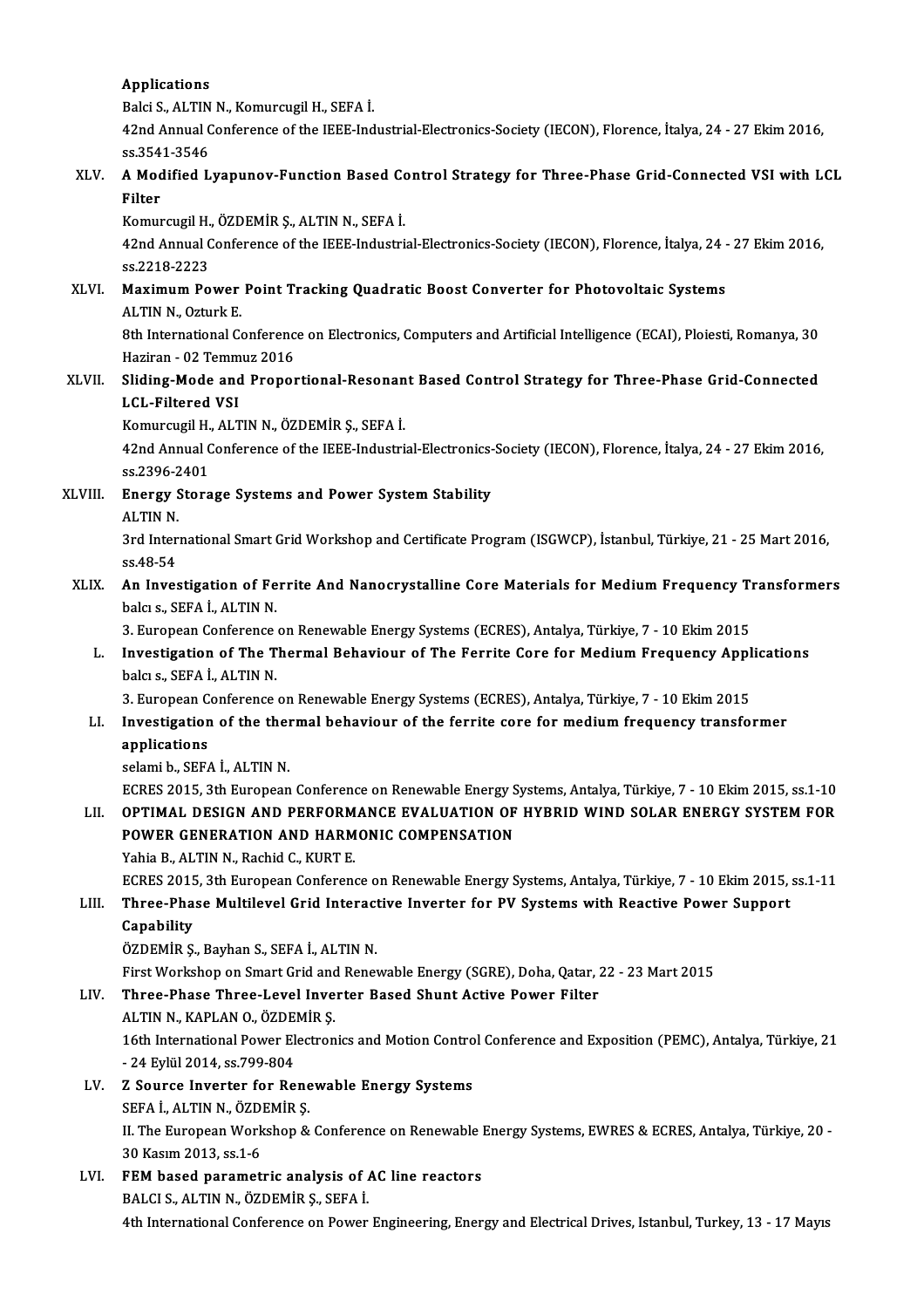Applications
Balci S., ALTIN N., Komurcugil H., SEFA İ.
42nd Annual Conference of the IEEE-Industrial-Electronics-Society (IECON), Florence, İtalya, 24 - 27 Ekim 2016, ss.3541-3546

XLV. **A Modified Lyapunov-Function Based Control Strategy for Three-Phase Grid-Connected VSI with LCL Filter**
Komurcugil H., ÖZDEMİR Ş., ALTIN N., SEFA İ.
42nd Annual Conference of the IEEE-Industrial-Electronics-Society (IECON), Florence, İtalya, 24 - 27 Ekim 2016, ss.2218-2223

XLVI. **Maximum Power Point Tracking Quadratic Boost Converter for Photovoltaic Systems**
ALTIN N., Ozturk E.
8th International Conference on Electronics, Computers and Artificial Intelligence (ECAI), Ploiesti, Romanya, 30 Haziran - 02 Temmuz 2016

XLVII. **Sliding-Mode and Proportional-Resonant Based Control Strategy for Three-Phase Grid-Connected LCL-Filtered VSI**
Komurcugil H., ALTIN N., ÖZDEMİR Ş., SEFA İ.
42nd Annual Conference of the IEEE-Industrial-Electronics-Society (IECON), Florence, İtalya, 24 - 27 Ekim 2016, ss.2396-2401

XLVIII. **Energy Storage Systems and Power System Stability**
ALTIN N.
3rd International Smart Grid Workshop and Certificate Program (ISGWCP), İstanbul, Türkiye, 21 - 25 Mart 2016, ss.48-54

XLIX. **An Investigation of Ferrite And Nanocrystalline Core Materials for Medium Frequency Transformers**
balcı s., SEFA İ., ALTIN N.
3. European Conference on Renewable Energy Systems (ECRES), Antalya, Türkiye, 7 - 10 Ekim 2015

L. **Investigation of The Thermal Behaviour of The Ferrite Core for Medium Frequency Applications**
balcı s., SEFA İ., ALTIN N.
3. European Conference on Renewable Energy Systems (ECRES), Antalya, Türkiye, 7 - 10 Ekim 2015

LI. **Investigation of the thermal behaviour of the ferrite core for medium frequency transformer applications**
selami b., SEFA İ., ALTIN N.
ECRES 2015, 3th European Conference on Renewable Energy Systems, Antalya, Türkiye, 7 - 10 Ekim 2015, ss.1-10

LII. **OPTIMAL DESIGN AND PERFORMANCE EVALUATION OF HYBRID WIND SOLAR ENERGY SYSTEM FOR POWER GENERATION AND HARMONIC COMPENSATION**
Yahia B., ALTIN N., Rachid C., KURT E.
ECRES 2015, 3th European Conference on Renewable Energy Systems, Antalya, Türkiye, 7 - 10 Ekim 2015, ss.1-11

LIII. **Three-Phase Multilevel Grid Interactive Inverter for PV Systems with Reactive Power Support Capability**
ÖZDEMİR Ş., Bayhan S., SEFA İ., ALTIN N.
First Workshop on Smart Grid and Renewable Energy (SGRE), Doha, Qatar, 22 - 23 Mart 2015

LIV. **Three-Phase Three-Level Inverter Based Shunt Active Power Filter**
ALTIN N., KAPLAN O., ÖZDEMİR Ş.
16th International Power Electronics and Motion Control Conference and Exposition (PEMC), Antalya, Türkiye, 21 - 24 Eylül 2014, ss.799-804

LV. **Z Source Inverter for Renewable Energy Systems**
SEFA İ., ALTIN N., ÖZDEMİR Ş.
II. The European Workshop & Conference on Renewable Energy Systems, EWRES & ECRES, Antalya, Türkiye, 20 - 30 Kasım 2013, ss.1-6

LVI. **FEM based parametric analysis of AC line reactors**
BALCI S., ALTIN N., ÖZDEMİR Ş., SEFA İ.
4th International Conference on Power Engineering, Energy and Electrical Drives, Istanbul, Turkey, 13 - 17 Mayıs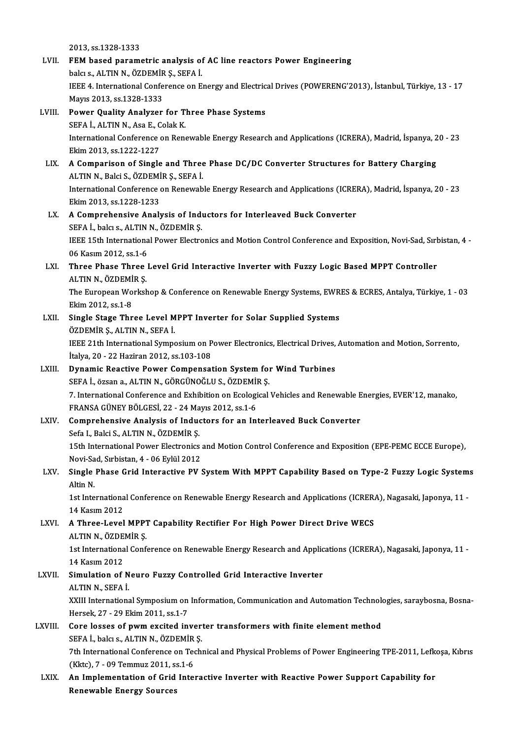2013, ss.1328-1333

LVII. **FEM based parametric analysis of AC line reactors Power Engineering**
balcı s., ALTIN N., ÖZDEMİR Ş., SEFA İ.
IEEE 4. International Conference on Energy and Electrical Drives (POWERENG'2013), İstanbul, Türkiye, 13 - 17 Mayıs 2013, ss.1328-1333

LVIII. **Power Quality Analyzer for Three Phase Systems**
SEFA İ., ALTIN N., Asa E., Colak K.
International Conference on Renewable Energy Research and Applications (ICRERA), Madrid, İspanya, 20 - 23 Ekim 2013, ss.1222-1227

LIX. **A Comparison of Single and Three Phase DC/DC Converter Structures for Battery Charging**
ALTIN N., Balci S., ÖZDEMİR Ş., SEFA İ.
International Conference on Renewable Energy Research and Applications (ICRERA), Madrid, İspanya, 20 - 23 Ekim 2013, ss.1228-1233

LX. **A Comprehensive Analysis of Inductors for Interleaved Buck Converter**
SEFA İ., balcı s., ALTIN N., ÖZDEMİR Ş.
IEEE 15th International Power Electronics and Motion Control Conference and Exposition, Novi-Sad, Sırbistan, 4 - 06 Kasım 2012, ss.1-6

LXI. **Three Phase Three Level Grid Interactive Inverter with Fuzzy Logic Based MPPT Controller**
ALTIN N., ÖZDEMİR Ş.
The European Workshop & Conference on Renewable Energy Systems, EWRES & ECRES, Antalya, Türkiye, 1 - 03 Ekim 2012, ss.1-8

LXII. **Single Stage Three Level MPPT Inverter for Solar Supplied Systems**
ÖZDEMİR Ş., ALTIN N., SEFA İ.
IEEE 21th International Symposium on Power Electronics, Electrical Drives, Automation and Motion, Sorrento, İtalya, 20 - 22 Haziran 2012, ss.103-108

LXIII. **Dynamic Reactive Power Compensation System for Wind Turbines**
SEFA İ., özsan a., ALTIN N., GÖRGÜNOĞLU S., ÖZDEMİR Ş.
7. International Conference and Exhibition on Ecological Vehicles and Renewable Energies, EVER'12, manako, FRANSA GÜNEY BÖLGESİ, 22 - 24 Mayıs 2012, ss.1-6

LXIV. **Comprehensive Analysis of Inductors for an Interleaved Buck Converter**
Sefa I., Balci S., ALTIN N., ÖZDEMİR Ş.
15th International Power Electronics and Motion Control Conference and Exposition (EPE-PEMC ECCE Europe), Novi-Sad, Sırbistan, 4 - 06 Eylül 2012

LXV. **Single Phase Grid Interactive PV System With MPPT Capability Based on Type-2 Fuzzy Logic Systems**
Altin N.
1st International Conference on Renewable Energy Research and Applications (ICRERA), Nagasaki, Japonya, 11 - 14 Kasım 2012

LXVI. **A Three-Level MPPT Capability Rectifier For High Power Direct Drive WECS**
ALTIN N., ÖZDEMİR Ş.
1st International Conference on Renewable Energy Research and Applications (ICRERA), Nagasaki, Japonya, 11 - 14 Kasım 2012

LXVII. **Simulation of Neuro Fuzzy Controlled Grid Interactive Inverter**
ALTIN N., SEFA İ.
XXIII International Symposium on Information, Communication and Automation Technologies, saraybosna, Bosna-Hersek, 27 - 29 Ekim 2011, ss.1-7

LXVIII. **Core losses of pwm excited inverter transformers with finite element method**
SEFA İ., balcı s., ALTIN N., ÖZDEMİR Ş.
7th International Conference on Technical and Physical Problems of Power Engineering TPE-2011, Lefkoşa, Kıbrıs (Kktc), 7 - 09 Temmuz 2011, ss.1-6

LXIX. **An Implementation of Grid Interactive Inverter with Reactive Power Support Capability for Renewable Energy Sources**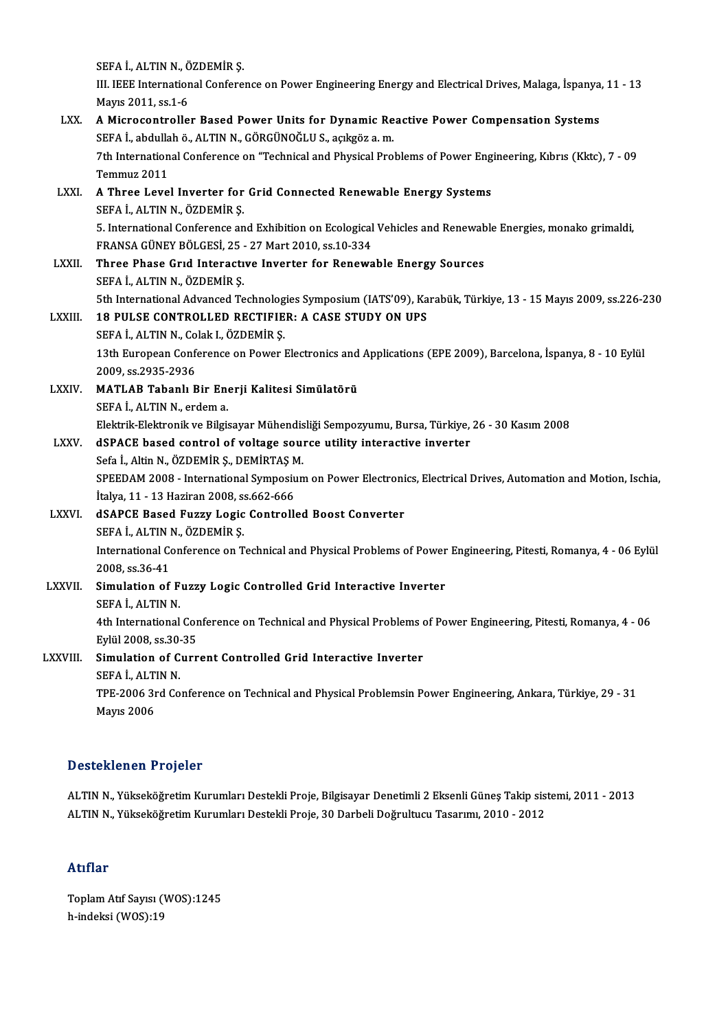SEFA İ., ALTIN N., ÖZDEMİR Ş.
III. IEEE International Conference on Power Engineering Energy and Electrical Drives, Malaga, İspanya, 11 - 13 Mayıs 2011, ss.1-6

LXX. **A Microcontroller Based Power Units for Dynamic Reactive Power Compensation Systems**
SEFA İ., abdullah ö., ALTIN N., GÖRGÜNOĞLU S., açıkgöz a. m.
7th International Conference on "Technical and Physical Problems of Power Engineering, Kıbrıs (Kktc), 7 - 09 Temmuz 2011

LXXI. **A Three Level Inverter for Grid Connected Renewable Energy Systems**
SEFA İ., ALTIN N., ÖZDEMİR Ş.
5. International Conference and Exhibition on Ecological Vehicles and Renewable Energies, monako grimaldi, FRANSA GÜNEY BÖLGESİ, 25 - 27 Mart 2010, ss.10-334

LXXII. **Three Phase Grıd Interactıve Inverter for Renewable Energy Sources**
SEFA İ., ALTIN N., ÖZDEMİR Ş.
5th International Advanced Technologies Symposium (IATS'09), Karabük, Türkiye, 13 - 15 Mayıs 2009, ss.226-230

LXXIII. **18 PULSE CONTROLLED RECTIFIER: A CASE STUDY ON UPS**
SEFA İ., ALTIN N., Colak I., ÖZDEMİR Ş.
13th European Conference on Power Electronics and Applications (EPE 2009), Barcelona, İspanya, 8 - 10 Eylül 2009, ss.2935-2936

LXXIV. **MATLAB Tabanlı Bir Enerji Kalitesi Simülatörü**
SEFA İ., ALTIN N., erdem a.
Elektrik-Elektronik ve Bilgisayar Mühendisliği Sempozyumu, Bursa, Türkiye, 26 - 30 Kasım 2008

LXXV. **dSPACE based control of voltage source utility interactive inverter**
Sefa İ., Altin N., ÖZDEMİR Ş., DEMİRTAŞ M.
SPEEDAM 2008 - International Symposium on Power Electronics, Electrical Drives, Automation and Motion, Ischia, İtalya, 11 - 13 Haziran 2008, ss.662-666

LXXVI. **dSAPCE Based Fuzzy Logic Controlled Boost Converter**
SEFA İ., ALTIN N., ÖZDEMİR Ş.
International Conference on Technical and Physical Problems of Power Engineering, Pitesti, Romanya, 4 - 06 Eylül 2008, ss.36-41

LXXVII. **Simulation of Fuzzy Logic Controlled Grid Interactive Inverter**
SEFA İ., ALTIN N.
4th International Conference on Technical and Physical Problems of Power Engineering, Pitesti, Romanya, 4 - 06 Eylül 2008, ss.30-35

LXXVIII. **Simulation of Current Controlled Grid Interactive Inverter**
SEFA İ., ALTIN N.
TPE-2006 3rd Conference on Technical and Physical Problemsin Power Engineering, Ankara, Türkiye, 29 - 31 Mayıs 2006

## Desteklenen Projeler

ALTIN N., Yükseköğretim Kurumları Destekli Proje, Bilgisayar Denetimli 2 Eksenli Güneş Takip sistemi, 2011 - 2013
ALTIN N., Yükseköğretim Kurumları Destekli Proje, 30 Darbeli Doğrultucu Tasarımı, 2010 - 2012

## Atıflar

Toplam Atıf Sayısı (WOS):1245
h-indeksi (WOS):19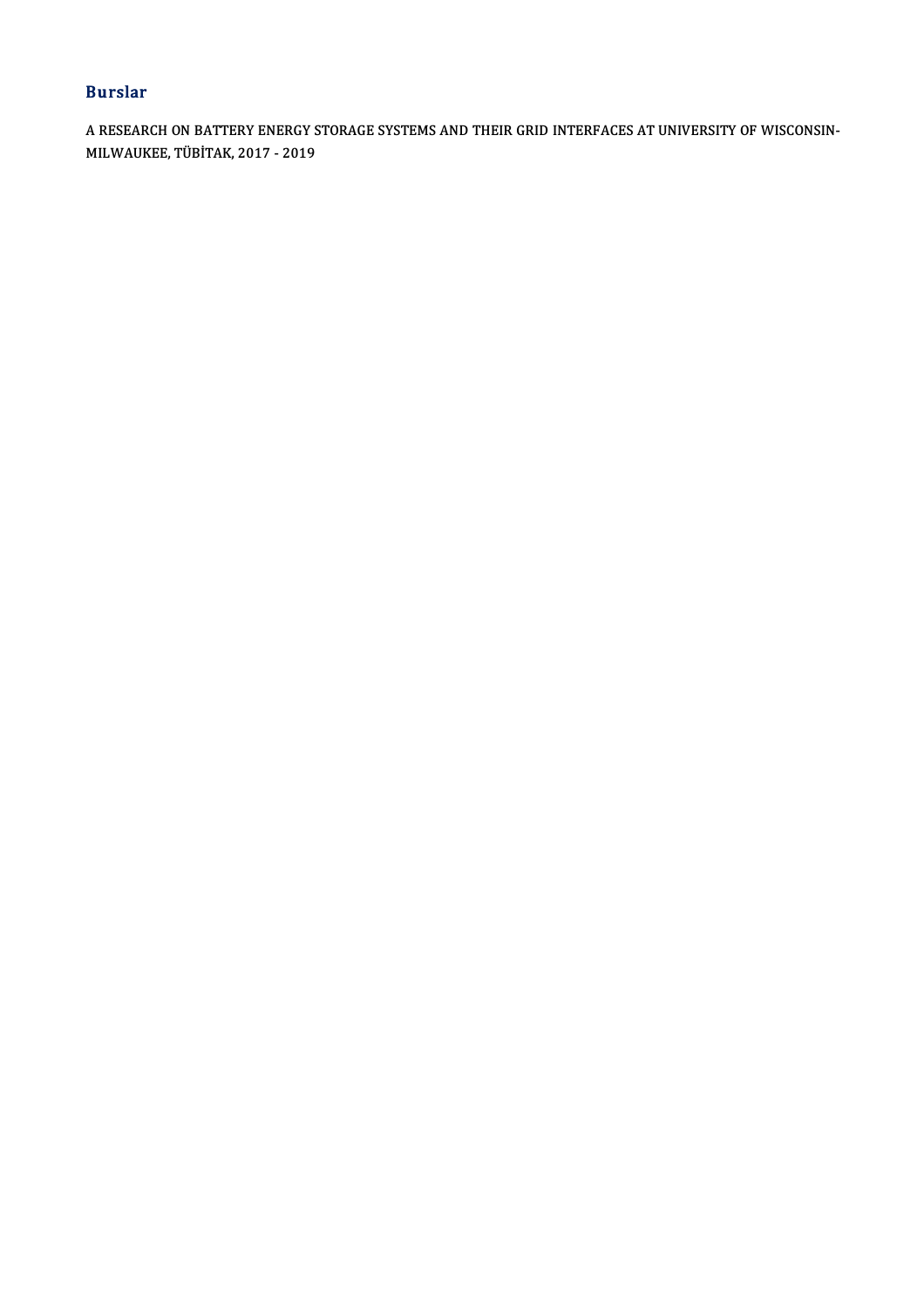## Burslar

A RESEARCH ON BATTERY ENERGY STORAGE SYSTEMS AND THEIR GRID INTERFACES AT UNIVERSITY OF WISCONSIN-MILWAUKEE, TÜBİTAK, 2017 - 2019